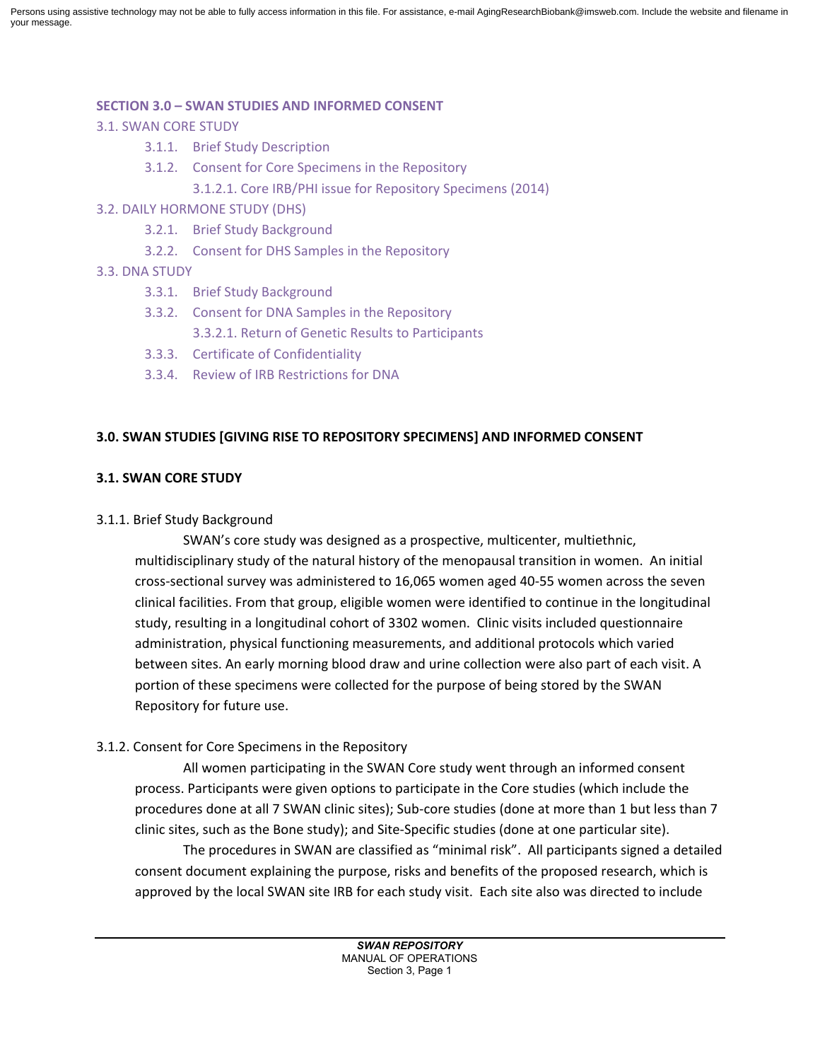Persons using assistive technology may not be able to fully access information in this file. For assistance, e-mail AgingResearchBiobank@imsweb.com. Include the website and filename in your message.

**SECTION 3.0 – SWAN STUDIES AND INFORMED CONSENT**

3.1. SWAN CORE STUDY

- 3.1.1. Brief Study Description
- 3.1.2. Consent for Core Specimens in the Repository
  - 3.1.2.1. Core IRB/PHI issue for Repository Specimens (2014)

3.2. DAILY HORMONE STUDY (DHS)

- 3.2.1. Brief Study Background
- 3.2.2. Consent for DHS Samples in the Repository

3.3. DNA STUDY

- 3.3.1. Brief Study Background
- 3.3.2. Consent for DNA Samples in the Repository
  - 3.3.2.1. Return of Genetic Results to Participants
- 3.3.3. Certificate of Confidentiality
- 3.3.4. Review of IRB Restrictions for DNA

# 3.0. SWAN STUDIES [GIVING RISE TO REPOSITORY SPECIMENS] AND INFORMED CONSENT

## 3.1. SWAN CORE STUDY

### 3.1.1. Brief Study Background

SWAN's core study was designed as a prospective, multicenter, multiethnic, multidisciplinary study of the natural history of the menopausal transition in women. An initial cross-sectional survey was administered to 16,065 women aged 40-55 women across the seven clinical facilities. From that group, eligible women were identified to continue in the longitudinal study, resulting in a longitudinal cohort of 3302 women. Clinic visits included questionnaire administration, physical functioning measurements, and additional protocols which varied between sites. An early morning blood draw and urine collection were also part of each visit. A portion of these specimens were collected for the purpose of being stored by the SWAN Repository for future use.

### 3.1.2. Consent for Core Specimens in the Repository

All women participating in the SWAN Core study went through an informed consent process. Participants were given options to participate in the Core studies (which include the procedures done at all 7 SWAN clinic sites); Sub-core studies (done at more than 1 but less than 7 clinic sites, such as the Bone study); and Site-Specific studies (done at one particular site).

The procedures in SWAN are classified as "minimal risk". All participants signed a detailed consent document explaining the purpose, risks and benefits of the proposed research, which is approved by the local SWAN site IRB for each study visit. Each site also was directed to include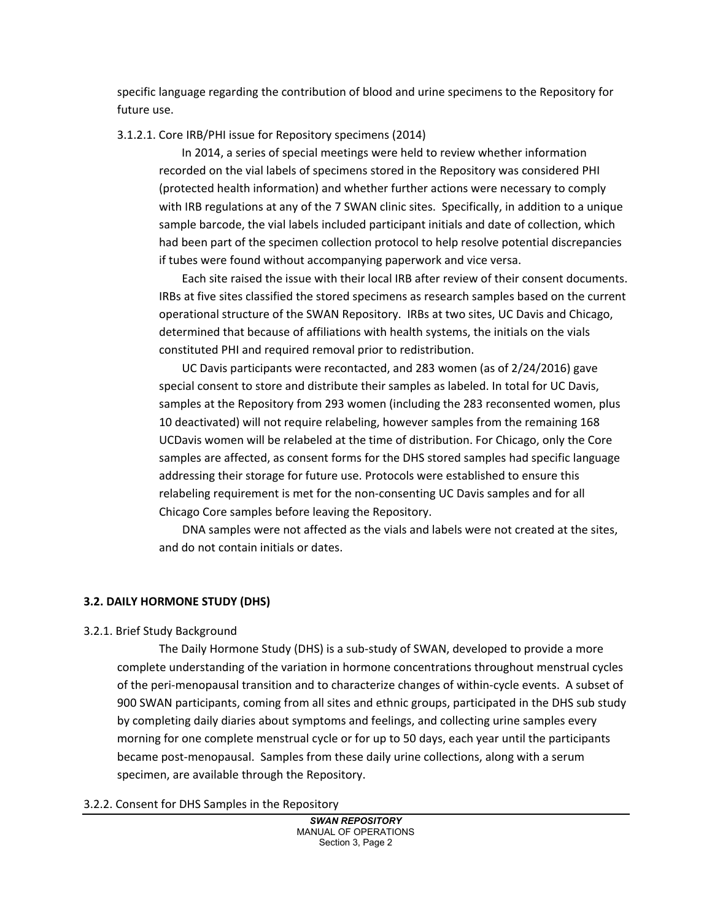specific language regarding the contribution of blood and urine specimens to the Repository for future use.

3.1.2.1. Core IRB/PHI issue for Repository specimens (2014)

In 2014, a series of special meetings were held to review whether information recorded on the vial labels of specimens stored in the Repository was considered PHI (protected health information) and whether further actions were necessary to comply with IRB regulations at any of the 7 SWAN clinic sites. Specifically, in addition to a unique sample barcode, the vial labels included participant initials and date of collection, which had been part of the specimen collection protocol to help resolve potential discrepancies if tubes were found without accompanying paperwork and vice versa.

Each site raised the issue with their local IRB after review of their consent documents. IRBs at five sites classified the stored specimens as research samples based on the current operational structure of the SWAN Repository. IRBs at two sites, UC Davis and Chicago, determined that because of affiliations with health systems, the initials on the vials constituted PHI and required removal prior to redistribution.

UC Davis participants were recontacted, and 283 women (as of 2/24/2016) gave special consent to store and distribute their samples as labeled. In total for UC Davis, samples at the Repository from 293 women (including the 283 reconsented women, plus 10 deactivated) will not require relabeling, however samples from the remaining 168 UCDavis women will be relabeled at the time of distribution. For Chicago, only the Core samples are affected, as consent forms for the DHS stored samples had specific language addressing their storage for future use. Protocols were established to ensure this relabeling requirement is met for the non-consenting UC Davis samples and for all Chicago Core samples before leaving the Repository.

DNA samples were not affected as the vials and labels were not created at the sites, and do not contain initials or dates.

## 3.2. DAILY HORMONE STUDY (DHS)

3.2.1. Brief Study Background

The Daily Hormone Study (DHS) is a sub-study of SWAN, developed to provide a more complete understanding of the variation in hormone concentrations throughout menstrual cycles of the peri-menopausal transition and to characterize changes of within-cycle events. A subset of 900 SWAN participants, coming from all sites and ethnic groups, participated in the DHS sub study by completing daily diaries about symptoms and feelings, and collecting urine samples every morning for one complete menstrual cycle or for up to 50 days, each year until the participants became post-menopausal. Samples from these daily urine collections, along with a serum specimen, are available through the Repository.

3.2.2. Consent for DHS Samples in the Repository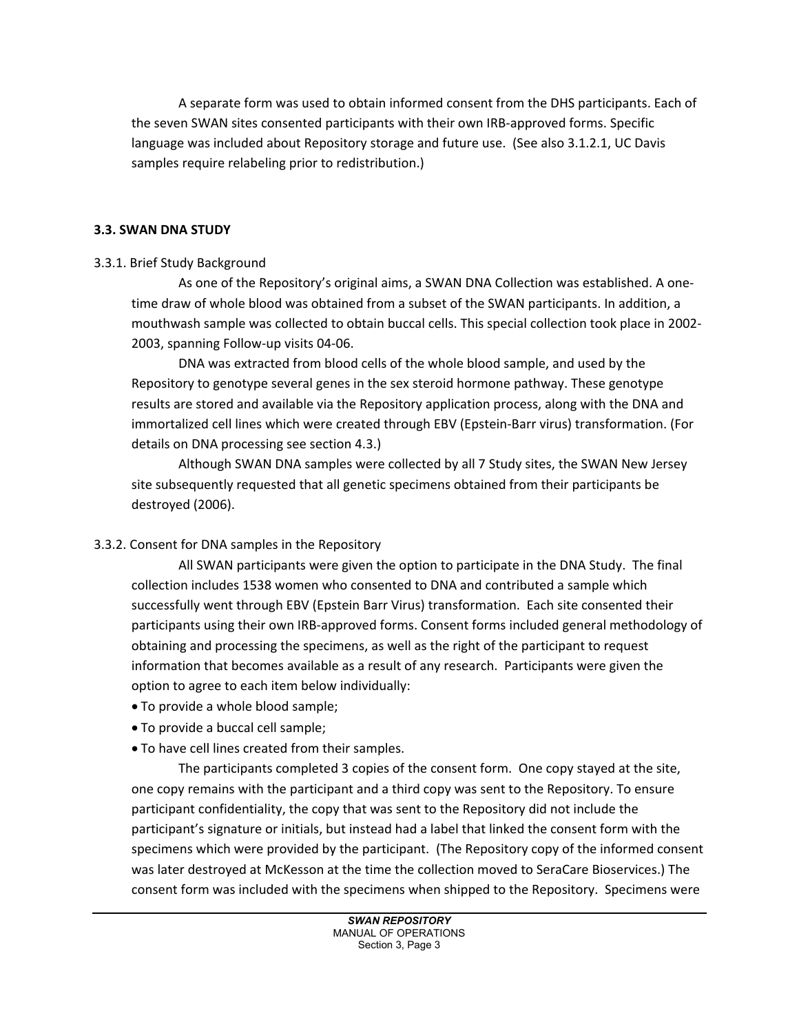A separate form was used to obtain informed consent from the DHS participants. Each of the seven SWAN sites consented participants with their own IRB-approved forms. Specific language was included about Repository storage and future use. (See also 3.1.2.1, UC Davis samples require relabeling prior to redistribution.)

### 3.3. SWAN DNA STUDY

#### 3.3.1. Brief Study Background

As one of the Repository's original aims, a SWAN DNA Collection was established. A one-time draw of whole blood was obtained from a subset of the SWAN participants. In addition, a mouthwash sample was collected to obtain buccal cells. This special collection took place in 2002-2003, spanning Follow-up visits 04-06.

DNA was extracted from blood cells of the whole blood sample, and used by the Repository to genotype several genes in the sex steroid hormone pathway. These genotype results are stored and available via the Repository application process, along with the DNA and immortalized cell lines which were created through EBV (Epstein-Barr virus) transformation. (For details on DNA processing see section 4.3.)

Although SWAN DNA samples were collected by all 7 Study sites, the SWAN New Jersey site subsequently requested that all genetic specimens obtained from their participants be destroyed (2006).

#### 3.3.2. Consent for DNA samples in the Repository

All SWAN participants were given the option to participate in the DNA Study. The final collection includes 1538 women who consented to DNA and contributed a sample which successfully went through EBV (Epstein Barr Virus) transformation. Each site consented their participants using their own IRB-approved forms. Consent forms included general methodology of obtaining and processing the specimens, as well as the right of the participant to request information that becomes available as a result of any research. Participants were given the option to agree to each item below individually:

- To provide a whole blood sample;
- To provide a buccal cell sample;
- To have cell lines created from their samples.

The participants completed 3 copies of the consent form. One copy stayed at the site, one copy remains with the participant and a third copy was sent to the Repository. To ensure participant confidentiality, the copy that was sent to the Repository did not include the participant's signature or initials, but instead had a label that linked the consent form with the specimens which were provided by the participant. (The Repository copy of the informed consent was later destroyed at McKesson at the time the collection moved to SeraCare Bioservices.) The consent form was included with the specimens when shipped to the Repository. Specimens were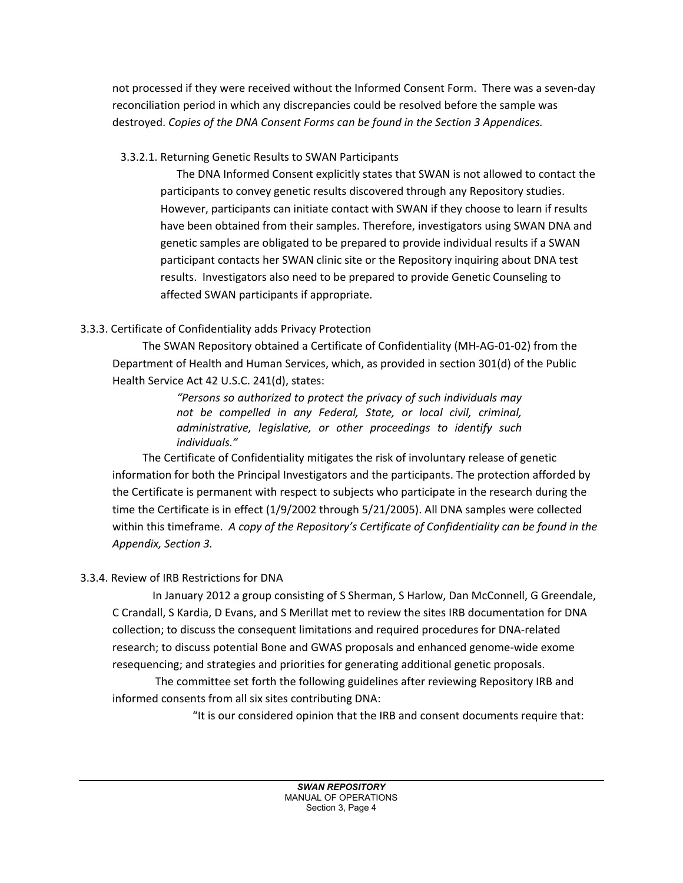not processed if they were received without the Informed Consent Form. There was a seven-day reconciliation period in which any discrepancies could be resolved before the sample was destroyed. *Copies of the DNA Consent Forms can be found in the Section 3 Appendices.*

#### 3.3.2.1. Returning Genetic Results to SWAN Participants

The DNA Informed Consent explicitly states that SWAN is not allowed to contact the participants to convey genetic results discovered through any Repository studies. However, participants can initiate contact with SWAN if they choose to learn if results have been obtained from their samples. Therefore, investigators using SWAN DNA and genetic samples are obligated to be prepared to provide individual results if a SWAN participant contacts her SWAN clinic site or the Repository inquiring about DNA test results. Investigators also need to be prepared to provide Genetic Counseling to affected SWAN participants if appropriate.

### 3.3.3. Certificate of Confidentiality adds Privacy Protection

The SWAN Repository obtained a Certificate of Confidentiality (MH-AG-01-02) from the Department of Health and Human Services, which, as provided in section 301(d) of the Public Health Service Act 42 U.S.C. 241(d), states:

> *"Persons so authorized to protect the privacy of such individuals may not be compelled in any Federal, State, or local civil, criminal, administrative, legislative, or other proceedings to identify such individuals."*

The Certificate of Confidentiality mitigates the risk of involuntary release of genetic information for both the Principal Investigators and the participants. The protection afforded by the Certificate is permanent with respect to subjects who participate in the research during the time the Certificate is in effect (1/9/2002 through 5/21/2005). All DNA samples were collected within this timeframe. *A copy of the Repository's Certificate of Confidentiality can be found in the Appendix, Section 3.*

### 3.3.4. Review of IRB Restrictions for DNA

In January 2012 a group consisting of S Sherman, S Harlow, Dan McConnell, G Greendale, C Crandall, S Kardia, D Evans, and S Merillat met to review the sites IRB documentation for DNA collection; to discuss the consequent limitations and required procedures for DNA-related research; to discuss potential Bone and GWAS proposals and enhanced genome-wide exome resequencing; and strategies and priorities for generating additional genetic proposals.

The committee set forth the following guidelines after reviewing Repository IRB and informed consents from all six sites contributing DNA:

"It is our considered opinion that the IRB and consent documents require that: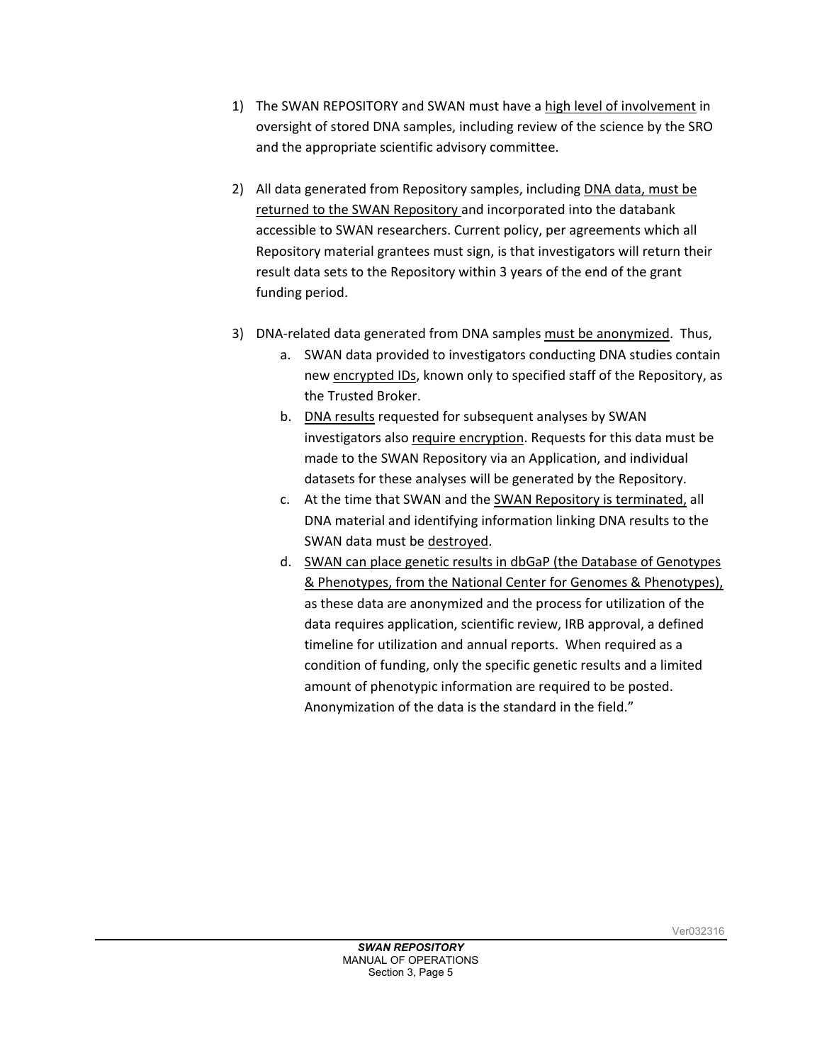1) The SWAN REPOSITORY and SWAN must have a high level of involvement in oversight of stored DNA samples, including review of the science by the SRO and the appropriate scientific advisory committee.

2) All data generated from Repository samples, including DNA data, must be returned to the SWAN Repository and incorporated into the databank accessible to SWAN researchers. Current policy, per agreements which all Repository material grantees must sign, is that investigators will return their result data sets to the Repository within 3 years of the end of the grant funding period.

3) DNA-related data generated from DNA samples must be anonymized. Thus,
   a. SWAN data provided to investigators conducting DNA studies contain new encrypted IDs, known only to specified staff of the Repository, as the Trusted Broker.
   b. DNA results requested for subsequent analyses by SWAN investigators also require encryption. Requests for this data must be made to the SWAN Repository via an Application, and individual datasets for these analyses will be generated by the Repository.
   c. At the time that SWAN and the SWAN Repository is terminated, all DNA material and identifying information linking DNA results to the SWAN data must be destroyed.
   d. SWAN can place genetic results in dbGaP (the Database of Genotypes & Phenotypes, from the National Center for Genomes & Phenotypes), as these data are anonymized and the process for utilization of the data requires application, scientific review, IRB approval, a defined timeline for utilization and annual reports. When required as a condition of funding, only the specific genetic results and a limited amount of phenotypic information are required to be posted. Anonymization of the data is the standard in the field."